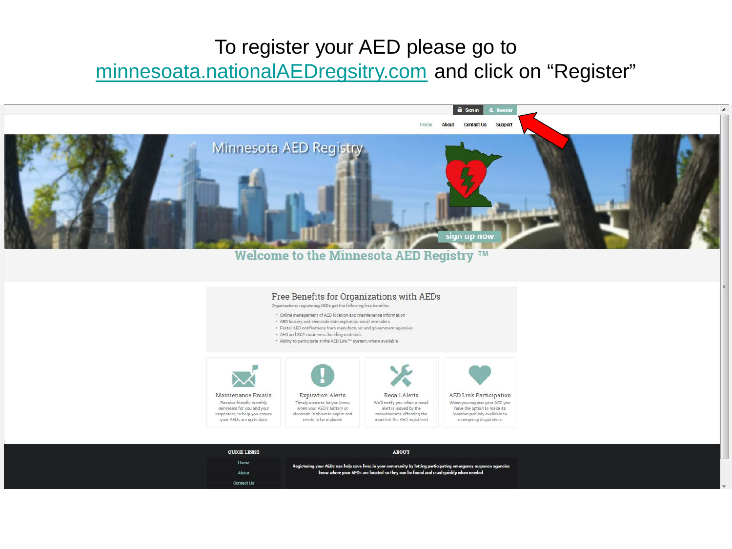To register your AED please go to minnesoata.nationalAEDregsitry.com and click on “Register”

Sign in | Register

Home | About | Contact Us | Support

Minnesota AED Registry

sign up now

# Welcome to the Minnesota AED Registry ™

## Free Benefits for Organizations with AEDs

Organizations registering AEDs get the following free benefits:

- Online management of AED location and maintenance information
- AED battery and electrode date expiration email reminders
- Faster AED notifications from manufacturer and government agencies
- AED and SCA awareness-building materials
- Ability to participate in the AED Link™ system, where available

### Maintenance Emails

Receive friendly monthly reminders for you and your inspectors, to help you ensure your AEDs are up to date

### Expiration Alerts

Timely alerts to let you know when your AED's battery or electrode is about to expire and needs to be replaced

### Recall Alerts

We'll notify you when a recall alert is issued by the manufacturer, affecting the model of the AED registered

### AED Link Participation

When you register your AED you have the option to make its location publicly available to emergency dispatchers

**QUICK LINKS**

Home

About

Contact Us

**ABOUT**

Registering your AEDs can help save lives in your community by letting participating emergency response agencies know where your AEDs are located so they can be found and used quickly when needed.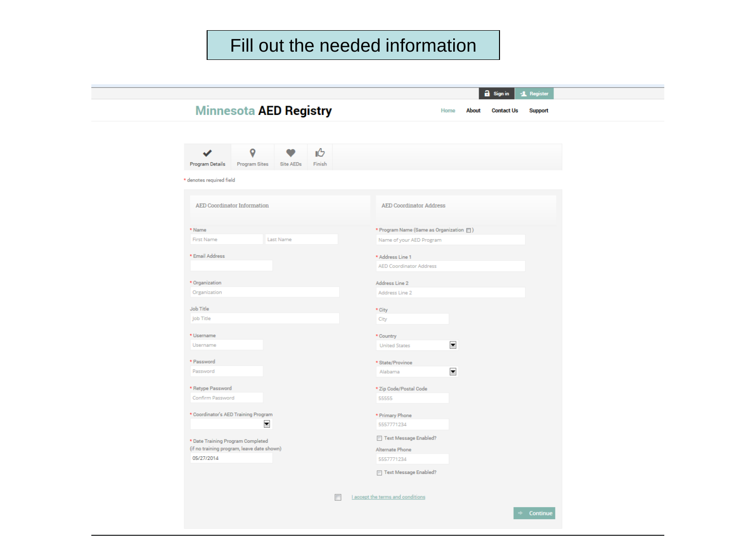# Fill out the needed information

Sign in | Register

**Minnesota AED Registry**

Home | About | Contact Us | Support

Program Details | Program Sites | Site AEDs | Finish

\* denotes required field

## AED Coordinator Information

\* Name
First Name | Last Name

\* Email Address

\* Organization
Organization

Job Title
Job Title

\* Username
Username

\* Password
Password

\* Retype Password
Confirm Password

\* Coordinator's AED Training Program

\* Date Training Program Completed
(if no training program, leave date shown)
05/27/2014

## AED Coordinator Address

\* Program Name (Same as Organization ☐)
Name of your AED Program

\* Address Line 1
AED Coordinator Address

Address Line 2
Address Line 2

\* City
City

\* Country
United States

\* State/Province
Alabama

\* Zip Code/Postal Code
55555

\* Primary Phone
5557771234

☐ Text Message Enabled?

Alternate Phone
5557771234

☐ Text Message Enabled?

☐ I accept the terms and conditions

Continue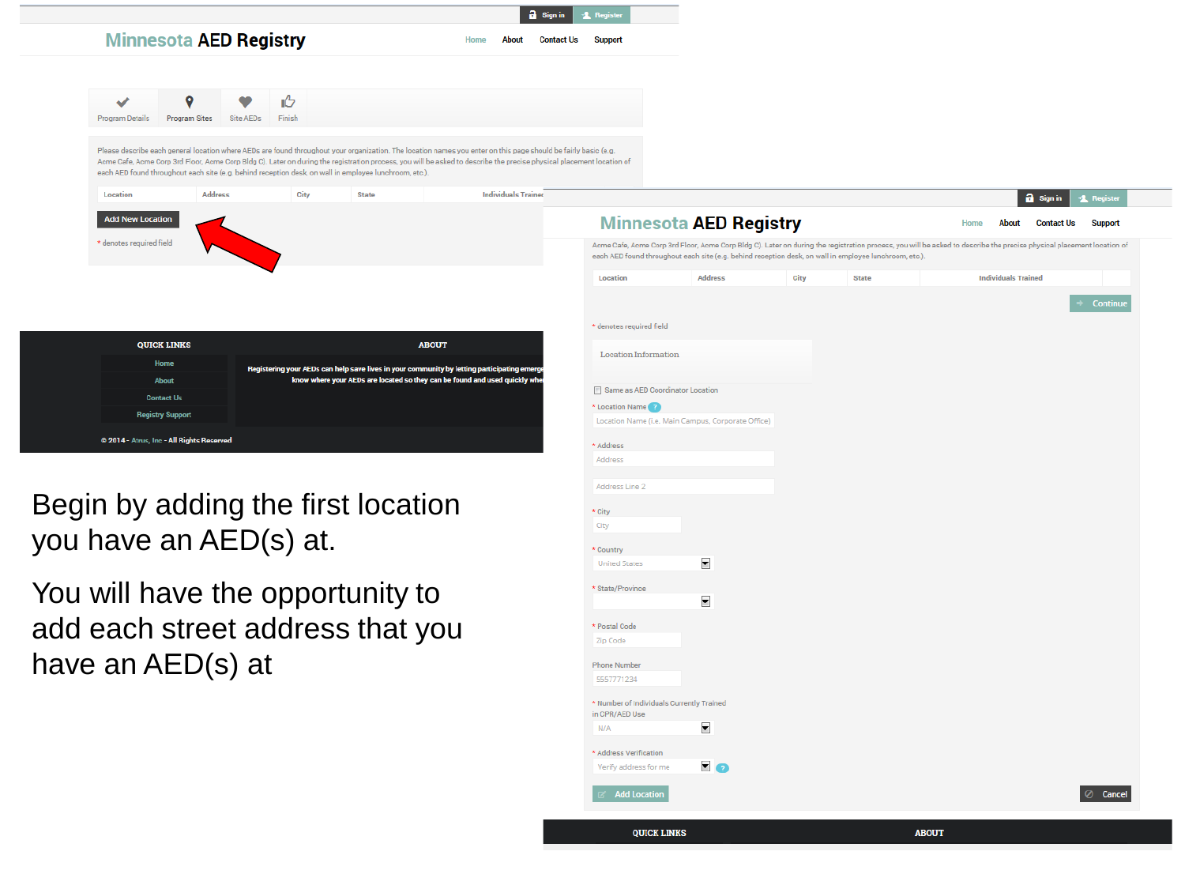Begin by adding the first location you have an AED(s) at.

You will have the opportunity to add each street address that you have an AED(s) at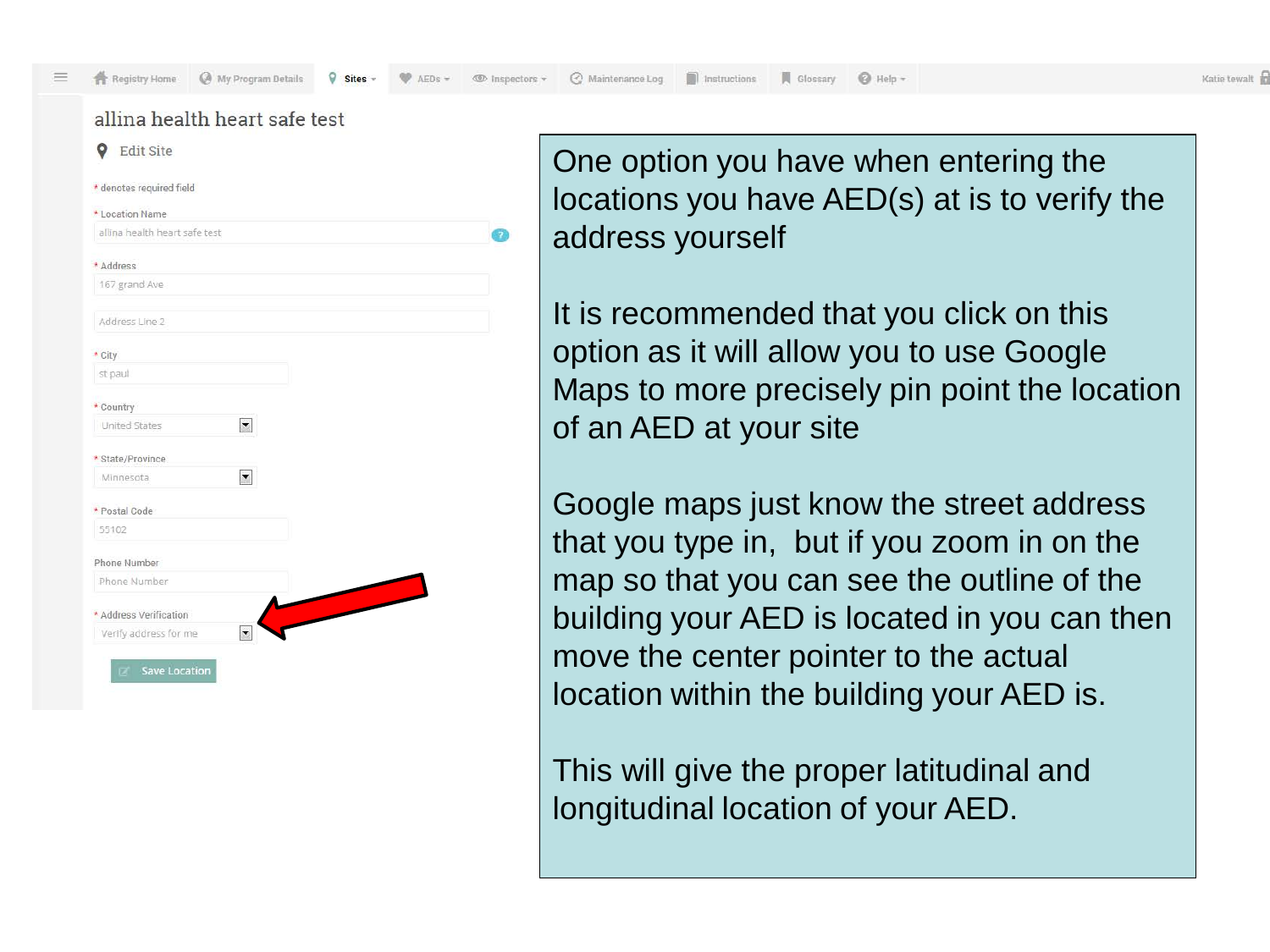allina health heart safe test

Edit Site

\* denotes required field

\* Location Name

allina health heart safe test

\* Address

167 grand Ave

Address Line 2

\* City

st paul

\* Country

United States

\* State/Province

Minnesota

\* Postal Code

55102

Phone Number

Phone Number

\* Address Verification

Verify address for me

Save Location

One option you have when entering the locations you have AED(s) at is to verify the address yourself

It is recommended that you click on this option as it will allow you to use Google Maps to more precisely pin point the location of an AED at your site

Google maps just know the street address that you type in, but if you zoom in on the map so that you can see the outline of the building your AED is located in you can then move the center pointer to the actual location within the building your AED is.

This will give the proper latitudinal and longitudinal location of your AED.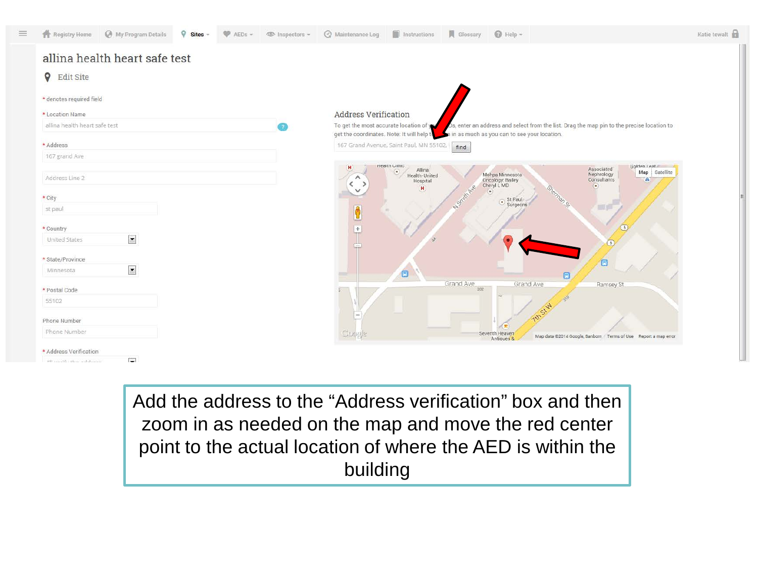allina health heart safe test

Edit Site

* denotes required field

* Location Name

allina health heart safe test

* Address

167 grand Ave

Address Line 2

* City

st paul

* Country

United States

* State/Province

Minnesota

* Postal Code

55102

Phone Number

Phone Number

* Address Verification

Address Verification

To get the most accurate location of your AEDs, enter an address and select from the list. Drag the map pin to the precise location to get the coordinates. Note: It will help to zoom in as much as you can to see your location.

167 Grand Avenue, Saint Paul, MN 55102, find

Add the address to the "Address verification" box and then zoom in as needed on the map and move the red center point to the actual location of where the AED is within the building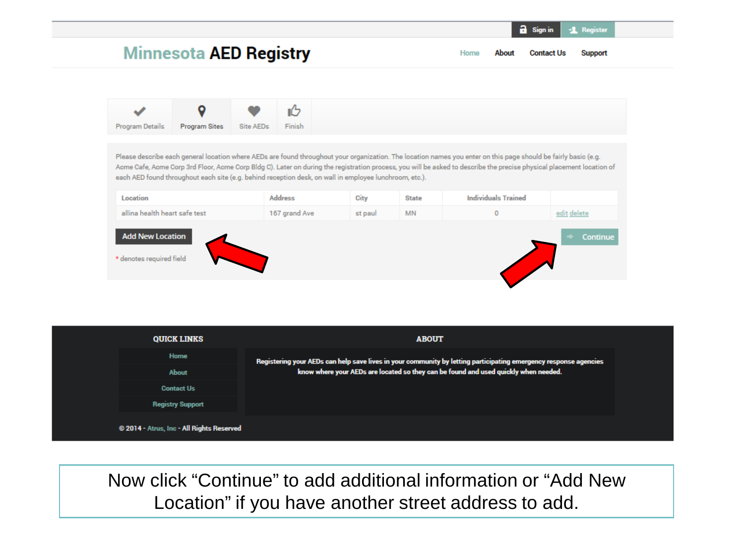Sign in | Register

# Minnesota AED Registry

Home | About | Contact Us | Support

Program Details | Program Sites | Site AEDs | Finish

Please describe each general location where AEDs are found throughout your organization. The location names you enter on this page should be fairly basic (e.g. Acme Cafe, Acme Corp 3rd Floor, Acme Corp Bldg C). Later on during the registration process, you will be asked to describe the precise physical placement location of each AED found throughout each site (e.g. behind reception desk, on wall in employee lunchroom, etc.).

| Location | Address | City | State | Individuals Trained | |
|---|---|---|---|---|---|
| allina health heart safe test | 167 grand Ave | st paul | MN | 0 | edit delete |

Add New Location

Continue

* denotes required field

**QUICK LINKS**

- Home
- About
- Contact Us
- Registry Support

**ABOUT**

Registering your AEDs can help save lives in your community by letting participating emergency response agencies know where your AEDs are located so they can be found and used quickly when needed.

© 2014 - Atrus, Inc - All Rights Reserved

Now click “Continue” to add additional information or “Add New Location” if you have another street address to add.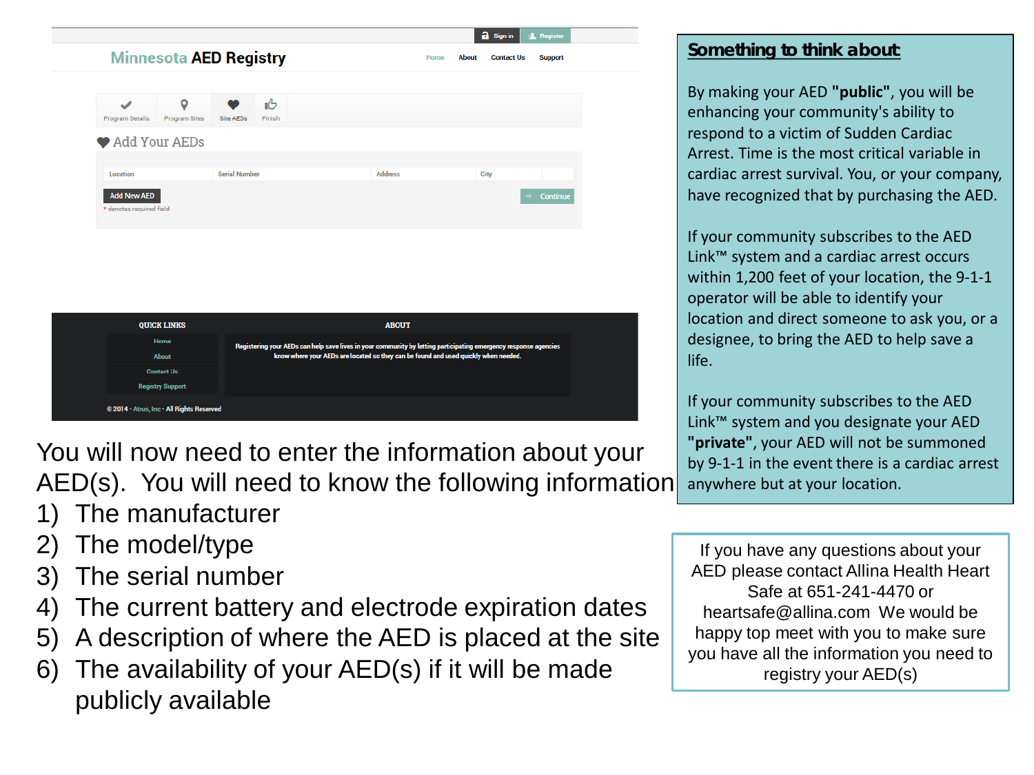Sign in | Register

**Minnesota AED Registry**

Home | About | Contact Us | Support

Program Details | Program Sites | Site AEDs | Finish

Add Your AEDs

| Location | Serial Number | Address | City |
|---|---|---|---|

Add New AED

\* denotes required field

Continue

QUICK LINKS

Home

About

Contact Us

Registry Support

ABOUT

Registering your AEDs can help save lives in your community by letting participating emergency response agencies know where your AEDs are located so they can be found and used quickly when needed.

© 2014 - Atrus, Inc - All Rights Reserved

You will now need to enter the information about your AED(s). You will need to know the following information

1) The manufacturer
2) The model/type
3) The serial number
4) The current battery and electrode expiration dates
5) A description of where the AED is placed at the site
6) The availability of your AED(s) if it will be made publicly available

## Something to think about

By making your AED **"public"**, you will be enhancing your community's ability to respond to a victim of Sudden Cardiac Arrest. Time is the most critical variable in cardiac arrest survival. You, or your company, have recognized that by purchasing the AED.

If your community subscribes to the AED Link™ system and a cardiac arrest occurs within 1,200 feet of your location, the 9-1-1 operator will be able to identify your location and direct someone to ask you, or a designee, to bring the AED to help save a life.

If your community subscribes to the AED Link™ system and you designate your AED **"private"**, your AED will not be summoned by 9-1-1 in the event there is a cardiac arrest anywhere but at your location.

If you have any questions about your AED please contact Allina Health Heart Safe at 651-241-4470 or heartsafe@allina.com We would be happy top meet with you to make sure you have all the information you need to registry your AED(s)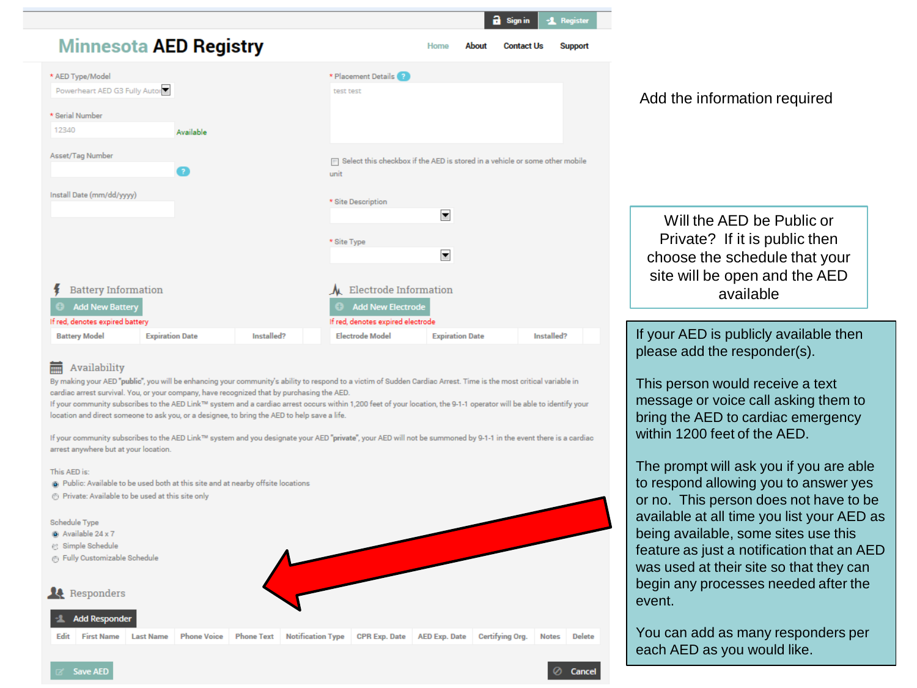Minnesota AED Registry

Sign in | Register

Home | About | Contact Us | Support

\* AED Type/Model

Powerheart AED G3 Fully Autom

\* Serial Number

12340 Available

Asset/Tag Number

Install Date (mm/dd/yyyy)

\* Placement Details

test test

Select this checkbox if the AED is stored in a vehicle or some other mobile unit

\* Site Description

\* Site Type

Battery Information

Add New Battery

If red, denotes expired battery

| Battery Model | Expiration Date | Installed? |
|---|---|---|

Electrode Information

Add New Electrode

If red, denotes expired electrode

| Electrode Model | Expiration Date | Installed? |
|---|---|---|

Availability

By making your AED "public", you will be enhancing your community's ability to respond to a victim of Sudden Cardiac Arrest. Time is the most critical variable in cardiac arrest survival. You, or your company, have recognized that by purchasing the AED.

If your community subscribes to the AED Link™ system and a cardiac arrest occurs within 1,200 feet of your location, the 9-1-1 operator will be able to identify your location and direct someone to ask you, or a designee, to bring the AED to help save a life.

If your community subscribes to the AED Link™ system and you designate your AED "private", your AED will not be summoned by 9-1-1 in the event there is a cardiac arrest anywhere but at your location.

This AED is:

- Public: Available to be used both at this site and at nearby offsite locations
- Private: Available to be used at this site only

Schedule Type

- Available 24 x 7
- Simple Schedule
- Fully Customizable Schedule

Responders

Add Responder

| Edit | First Name | Last Name | Phone Voice | Phone Text | Notification Type | CPR Exp. Date | AED Exp. Date | Certifying Org. | Notes | Delete |
|---|---|---|---|---|---|---|---|---|---|---|

Save AED | Cancel

Add the information required

Will the AED be Public or Private? If it is public then choose the schedule that your site will be open and the AED available

If your AED is publicly available then please add the responder(s).

This person would receive a text message or voice call asking them to bring the AED to cardiac emergency within 1200 feet of the AED.

The prompt will ask you if you are able to respond allowing you to answer yes or no. This person does not have to be available at all time you list your AED as being available, some sites use this feature as just a notification that an AED was used at their site so that they can begin any processes needed after the event.

You can add as many responders per each AED as you would like.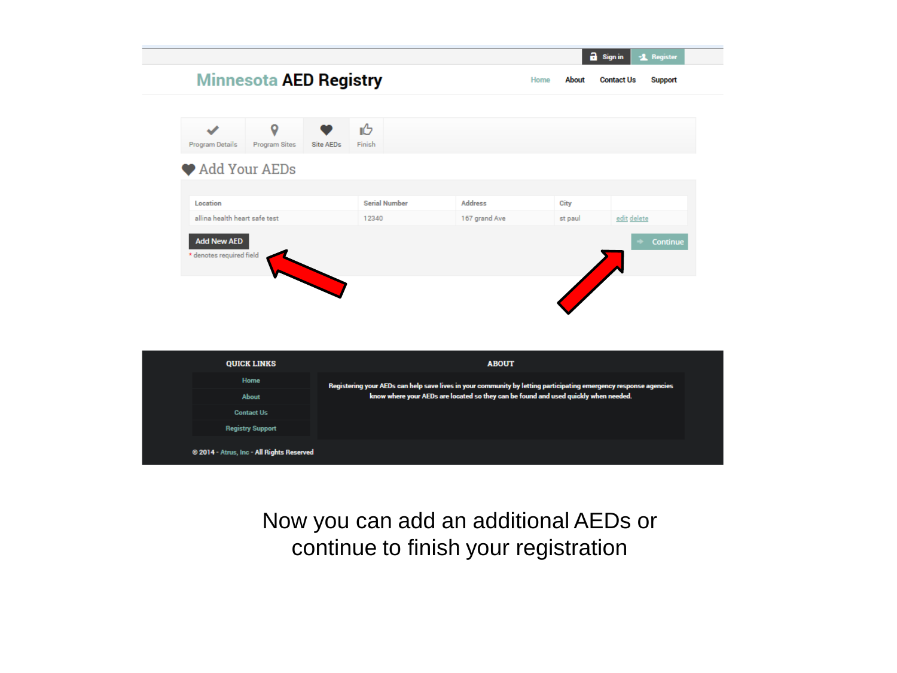Sign in Register

Minnesota AED Registry

Home About Contact Us Support

Program Details | Program Sites | Site AEDs | Finish

## Add Your AEDs

| Location | Serial Number | Address | City | |
|---|---|---|---|---|
| allina health heart safe test | 12340 | 167 grand Ave | st paul | edit delete |

Add New AED

Continue

* denotes required field

**QUICK LINKS**

- Home
- About
- Contact Us
- Registry Support

**ABOUT**

Registering your AEDs can help save lives in your community by letting participating emergency response agencies know where your AEDs are located so they can be found and used quickly when needed.

© 2014 - Atrus, Inc - All Rights Reserved

Now you can add an additional AEDs or continue to finish your registration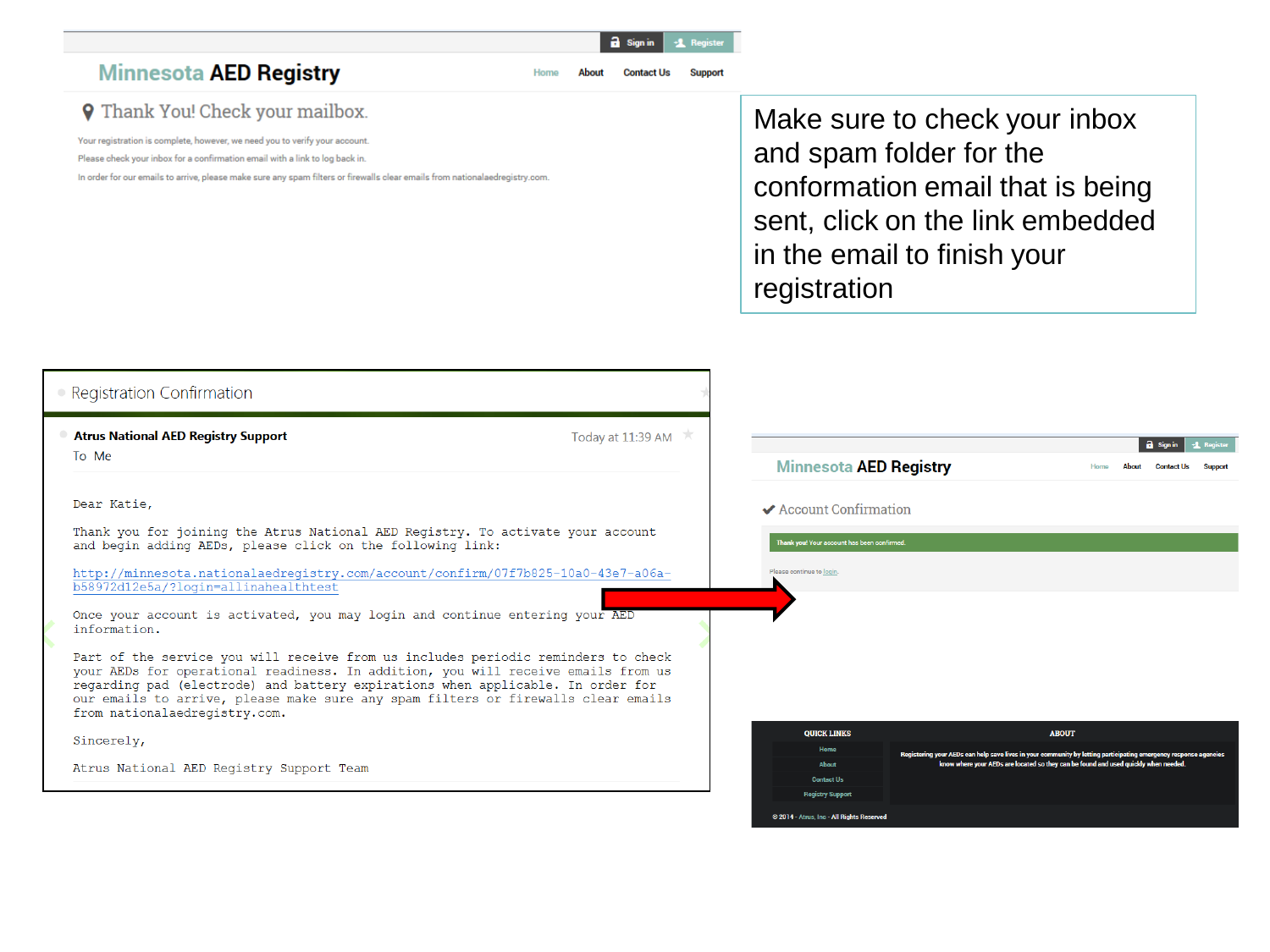Minnesota AED Registry

Sign in | Register

Home | About | Contact Us | Support

Thank You! Check your mailbox.

Your registration is complete, however, we need you to verify your account.

Please check your inbox for a confirmation email with a link to log back in.

In order for our emails to arrive, please make sure any spam filters or firewalls clear emails from nationalaedregistry.com.

Make sure to check your inbox and spam folder for the conformation email that is being sent, click on the link embedded in the email to finish your registration

Registration Confirmation

**Atrus National AED Registry Support**

To Me

Today at 11:39 AM

Dear Katie,

Thank you for joining the Atrus National AED Registry. To activate your account and begin adding AEDs, please click on the following link:

http://minnesota.nationalaedregistry.com/account/confirm/07f7b825-10a0-43e7-a06a-b58972d12e5a/?login=allinahealthtest

Once your account is activated, you may login and continue entering your AED information.

Part of the service you will receive from us includes periodic reminders to check your AEDs for operational readiness. In addition, you will receive emails from us regarding pad (electrode) and battery expirations when applicable. In order for our emails to arrive, please make sure any spam filters or firewalls clear emails from nationalaedregistry.com.

Sincerely,

Atrus National AED Registry Support Team

Minnesota AED Registry

Sign in | Register

Home | About | Contact Us | Support

Account Confirmation

Thank you! Your account has been confirmed.

Please continue to login.

QUICK LINKS

Home

About

Contact Us

Registry Support

ABOUT

Registering your AEDs can help save lives in your community by letting participating emergency response agencies know where your AEDs are located so they can be found and used quickly when needed.

© 2014 - Atrus, Inc - All Rights Reserved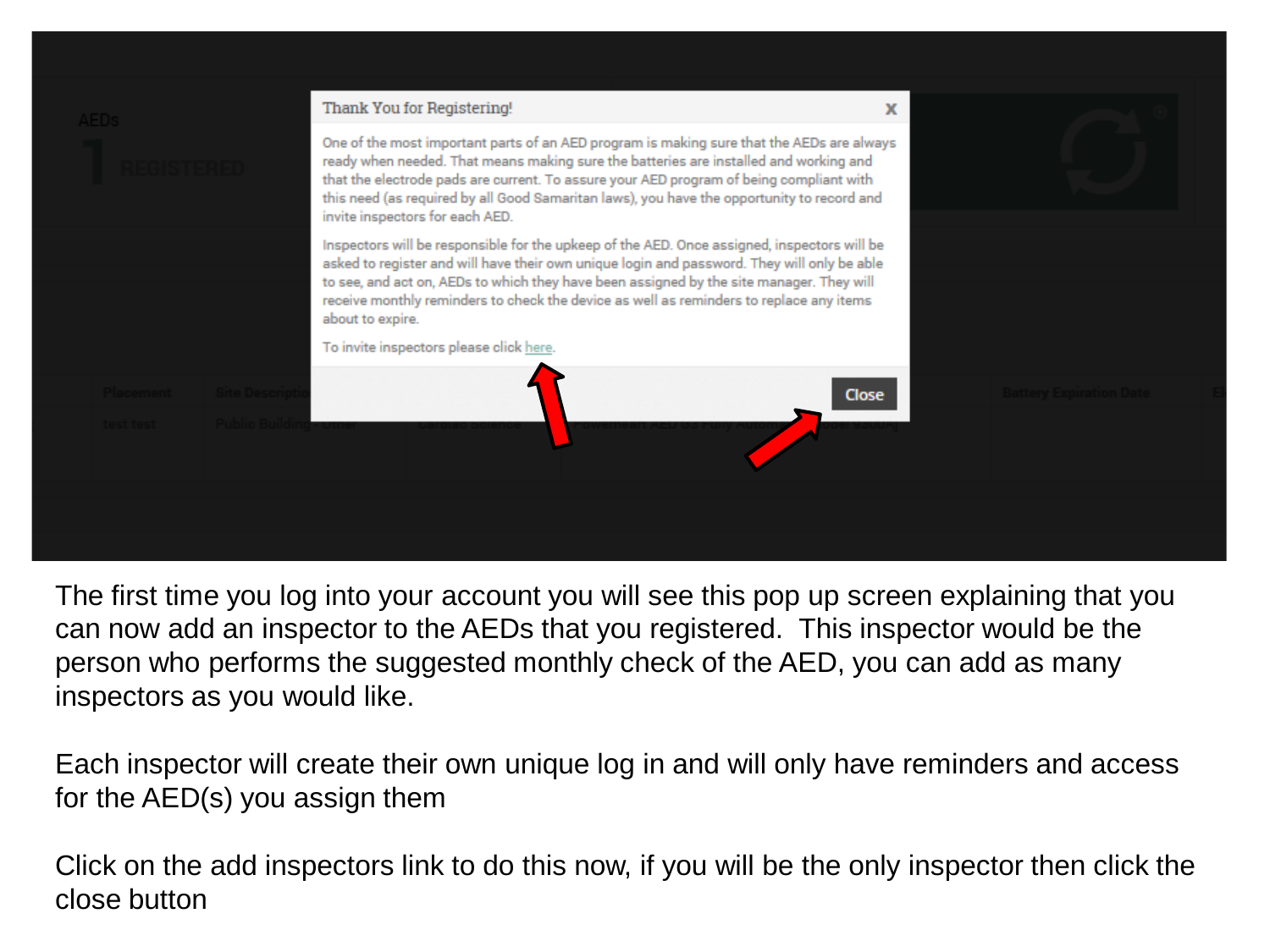Thank You for Registering!

One of the most important parts of an AED program is making sure that the AEDs are always ready when needed. That means making sure the batteries are installed and working and that the electrode pads are current. To assure your AED program of being compliant with this need (as required by all Good Samaritan laws), you have the opportunity to record and invite inspectors for each AED.

Inspectors will be responsible for the upkeep of the AED. Once assigned, inspectors will be asked to register and will have their own unique login and password. They will only be able to see, and act on, AEDs to which they have been assigned by the site manager. They will receive monthly reminders to check the device as well as reminders to replace any items about to expire.

To invite inspectors please click here.

Close

The first time you log into your account you will see this pop up screen explaining that you can now add an inspector to the AEDs that you registered. This inspector would be the person who performs the suggested monthly check of the AED, you can add as many inspectors as you would like.

Each inspector will create their own unique log in and will only have reminders and access for the AED(s) you assign them

Click on the add inspectors link to do this now, if you will be the only inspector then click the close button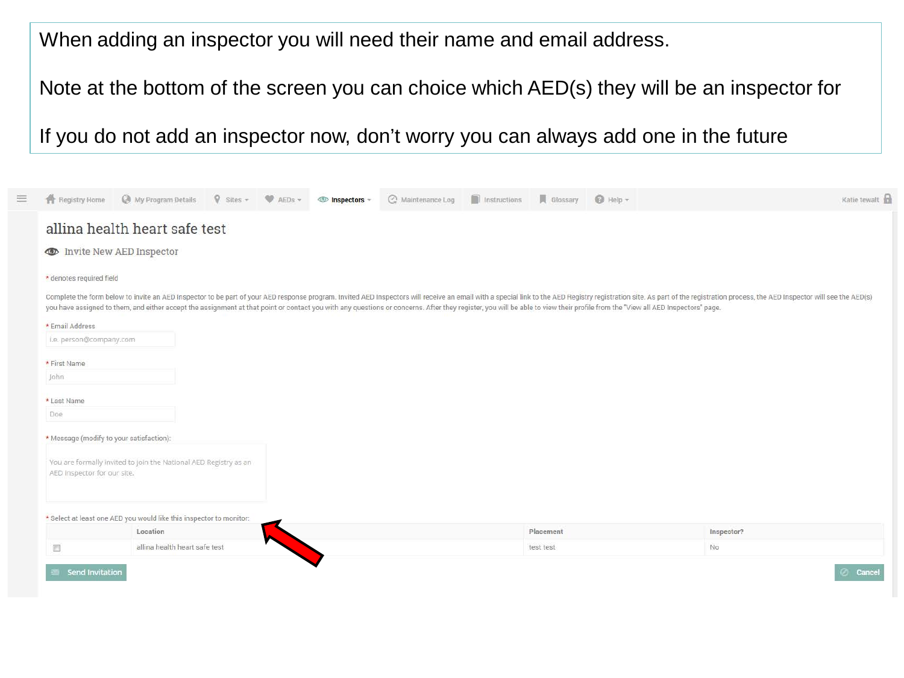When adding an inspector you will need their name and email address.

Note at the bottom of the screen you can choice which AED(s) they will be an inspector for

If you do not add an inspector now, don't worry you can always add one in the future

Registry Home | My Program Details | Sites | AEDs | Inspectors | Maintenance Log | Instructions | Glossary | Help | Katie tewalt

## allina health heart safe test

### Invite New AED Inspector

* denotes required field

Complete the form below to invite an AED Inspector to be part of your AED response program. Invited AED Inspectors will receive an email with a special link to the AED Registry registration site. As part of the registration process, the AED Inspector will see the AED(s) you have assigned to them, and either accept the assignment at that point or contact you with any questions or concerns. After they register, you will be able to view their profile from the "View all AED Inspectors" page.

* Email Address

i.e. person@company.com

* First Name

John

* Last Name

Doe

* Message (modify to your satisfaction):

You are formally invited to join the National AED Registry as an AED Inspector for our site.

* Select at least one AED you would like this inspector to monitor:

| | Location | Placement | Inspector? |
|---|---|---|---|
| ☐ | allina health heart safe test | test test | No |

Send Invitation

Cancel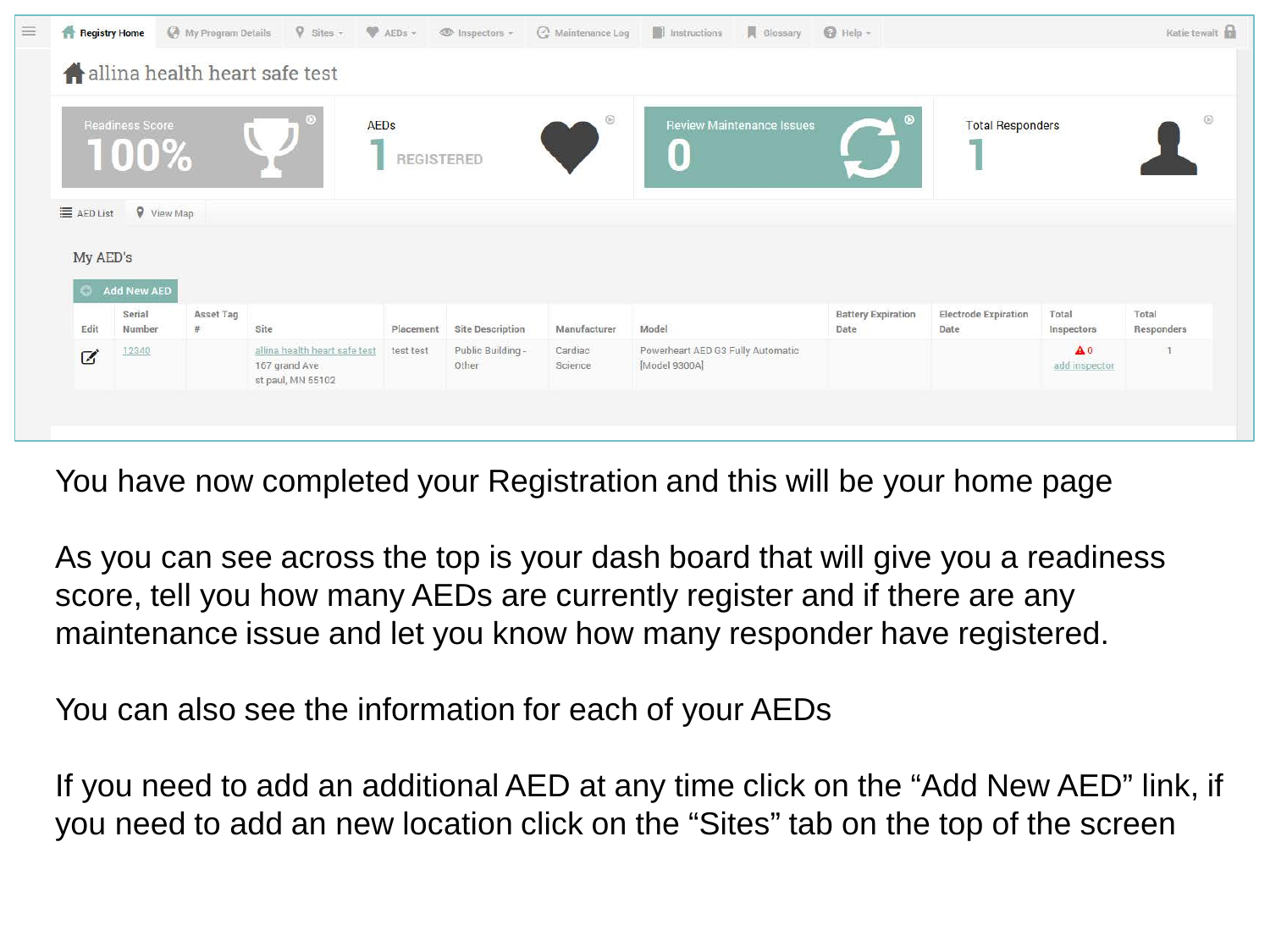Registry Home | My Program Details | Sites | AEDs | Inspectors | Maintenance Log | Instructions | Glossary | Help | Katie tewalt

# allina health heart safe test

Readiness Score 100%

AEDs 1 REGISTERED

Review Maintenance Issues 0

Total Responders 1

AED List | View Map

My AED's

Add New AED

| Edit | Serial Number | Asset Tag # | Site | Placement | Site Description | Manufacturer | Model | Battery Expiration Date | Electrode Expiration Date | Total Inspectors | Total Responders |
|---|---|---|---|---|---|---|---|---|---|---|---|
| | 12340 | | allina health heart safe test 167 grand Ave st paul, MN 55102 | test test | Public Building - Other | Cardiac Science | Powerheart AED G3 Fully Automatic [Model 9300A] | | | 0 add inspector | 1 |

You have now completed your Registration and this will be your home page

As you can see across the top is your dash board that will give you a readiness score, tell you how many AEDs are currently register and if there are any maintenance issue and let you know how many responder have registered.

You can also see the information for each of your AEDs

If you need to add an additional AED at any time click on the "Add New AED" link, if you need to add an new location click on the "Sites" tab on the top of the screen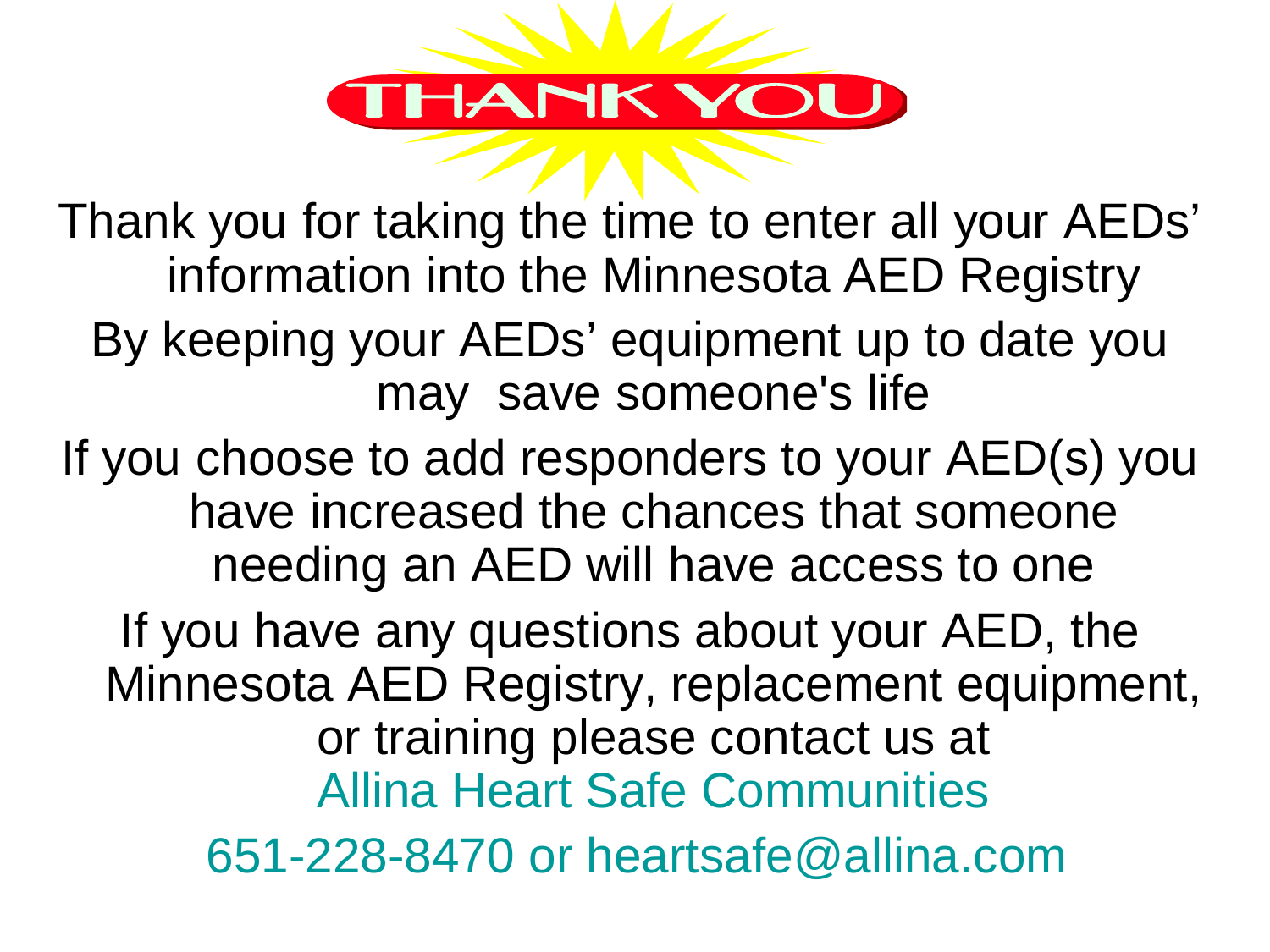# THANK YOU

Thank you for taking the time to enter all your AEDs' information into the Minnesota AED Registry

By keeping your AEDs' equipment up to date you may save someone's life

If you choose to add responders to your AED(s) you have increased the chances that someone needing an AED will have access to one

If you have any questions about your AED, the Minnesota AED Registry, replacement equipment, or training please contact us at

Allina Heart Safe Communities

651-228-8470 or heartsafe@allina.com